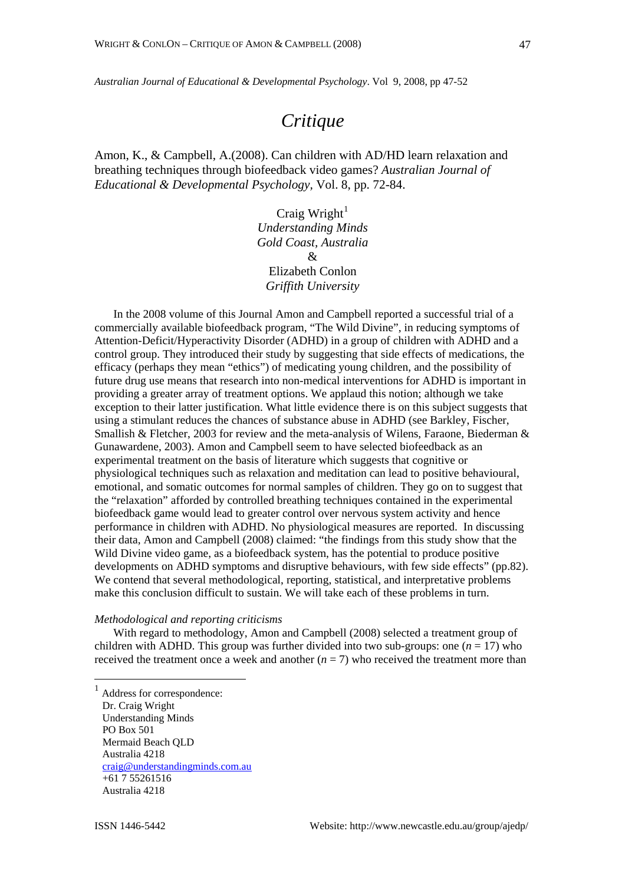# Critique

Amon, K., & Campbell, A.(2008). Can children with AD/HD learn relaxation and breathing techniques through biofeedback video games? *Australian Journal of Educational & Developmental Psychology*, Vol. 8, pp. 72-84.

Craig Wright[1]
*Understanding Minds*
*Gold Coast, Australia*
&
Elizabeth Conlon
*Griffith University*

In the 2008 volume of this Journal Amon and Campbell reported a successful trial of a commercially available biofeedback program, "The Wild Divine", in reducing symptoms of Attention-Deficit/Hyperactivity Disorder (ADHD) in a group of children with ADHD and a control group. They introduced their study by suggesting that side effects of medications, the efficacy (perhaps they mean "ethics") of medicating young children, and the possibility of future drug use means that research into non-medical interventions for ADHD is important in providing a greater array of treatment options. We applaud this notion; although we take exception to their latter justification. What little evidence there is on this subject suggests that using a stimulant reduces the chances of substance abuse in ADHD (see Barkley, Fischer, Smallish & Fletcher, 2003 for review and the meta-analysis of Wilens, Faraone, Biederman & Gunawardene, 2003). Amon and Campbell seem to have selected biofeedback as an experimental treatment on the basis of literature which suggests that cognitive or physiological techniques such as relaxation and meditation can lead to positive behavioural, emotional, and somatic outcomes for normal samples of children. They go on to suggest that the "relaxation" afforded by controlled breathing techniques contained in the experimental biofeedback game would lead to greater control over nervous system activity and hence performance in children with ADHD. No physiological measures are reported. In discussing their data, Amon and Campbell (2008) claimed: "the findings from this study show that the Wild Divine video game, as a biofeedback system, has the potential to produce positive developments on ADHD symptoms and disruptive behaviours, with few side effects" (pp.82). We contend that several methodological, reporting, statistical, and interpretative problems make this conclusion difficult to sustain. We will take each of these problems in turn.

*Methodological and reporting criticisms*

With regard to methodology, Amon and Campbell (2008) selected a treatment group of children with ADHD. This group was further divided into two sub-groups: one ($n = 17$) who received the treatment once a week and another ($n = 7$) who received the treatment more than

---

[1] Address for correspondence:
Dr. Craig Wright
Understanding Minds
PO Box 501
Mermaid Beach QLD
Australia 4218
craig@understandingminds.com.au
+61 7 55261516
Australia 4218

ISSN 1446-5442 Website: http://www.newcastle.edu.au/group/ajedp/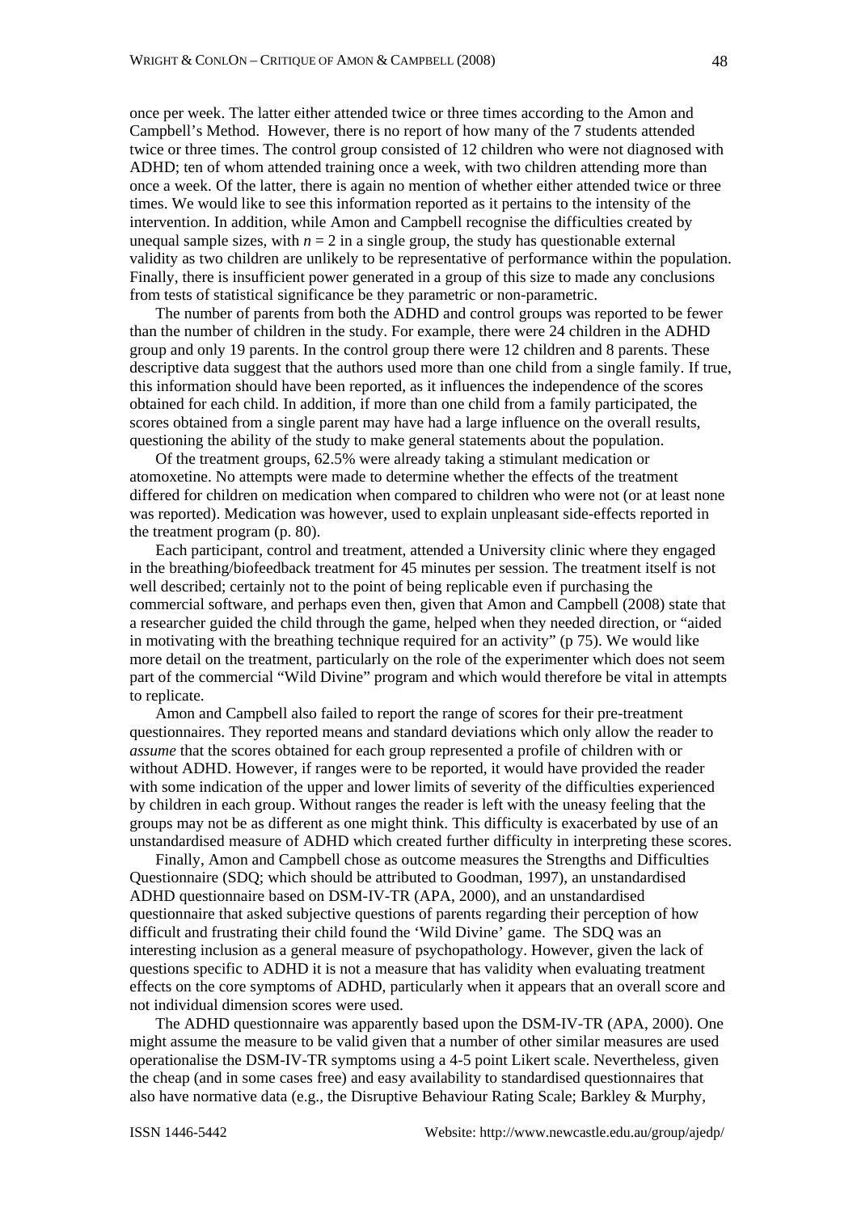once per week. The latter either attended twice or three times according to the Amon and Campbell's Method. However, there is no report of how many of the 7 students attended twice or three times. The control group consisted of 12 children who were not diagnosed with ADHD; ten of whom attended training once a week, with two children attending more than once a week. Of the latter, there is again no mention of whether either attended twice or three times. We would like to see this information reported as it pertains to the intensity of the intervention. In addition, while Amon and Campbell recognise the difficulties created by unequal sample sizes, with $n = 2$ in a single group, the study has questionable external validity as two children are unlikely to be representative of performance within the population. Finally, there is insufficient power generated in a group of this size to made any conclusions from tests of statistical significance be they parametric or non-parametric.

The number of parents from both the ADHD and control groups was reported to be fewer than the number of children in the study. For example, there were 24 children in the ADHD group and only 19 parents. In the control group there were 12 children and 8 parents. These descriptive data suggest that the authors used more than one child from a single family. If true, this information should have been reported, as it influences the independence of the scores obtained for each child. In addition, if more than one child from a family participated, the scores obtained from a single parent may have had a large influence on the overall results, questioning the ability of the study to make general statements about the population.

Of the treatment groups, 62.5% were already taking a stimulant medication or atomoxetine. No attempts were made to determine whether the effects of the treatment differed for children on medication when compared to children who were not (or at least none was reported). Medication was however, used to explain unpleasant side-effects reported in the treatment program (p. 80).

Each participant, control and treatment, attended a University clinic where they engaged in the breathing/biofeedback treatment for 45 minutes per session. The treatment itself is not well described; certainly not to the point of being replicable even if purchasing the commercial software, and perhaps even then, given that Amon and Campbell (2008) state that a researcher guided the child through the game, helped when they needed direction, or "aided in motivating with the breathing technique required for an activity" (p 75). We would like more detail on the treatment, particularly on the role of the experimenter which does not seem part of the commercial "Wild Divine" program and which would therefore be vital in attempts to replicate.

Amon and Campbell also failed to report the range of scores for their pre-treatment questionnaires. They reported means and standard deviations which only allow the reader to *assume* that the scores obtained for each group represented a profile of children with or without ADHD. However, if ranges were to be reported, it would have provided the reader with some indication of the upper and lower limits of severity of the difficulties experienced by children in each group. Without ranges the reader is left with the uneasy feeling that the groups may not be as different as one might think. This difficulty is exacerbated by use of an unstandardised measure of ADHD which created further difficulty in interpreting these scores.

Finally, Amon and Campbell chose as outcome measures the Strengths and Difficulties Questionnaire (SDQ; which should be attributed to Goodman, 1997), an unstandardised ADHD questionnaire based on DSM-IV-TR (APA, 2000), and an unstandardised questionnaire that asked subjective questions of parents regarding their perception of how difficult and frustrating their child found the 'Wild Divine' game. The SDQ was an interesting inclusion as a general measure of psychopathology. However, given the lack of questions specific to ADHD it is not a measure that has validity when evaluating treatment effects on the core symptoms of ADHD, particularly when it appears that an overall score and not individual dimension scores were used.

The ADHD questionnaire was apparently based upon the DSM-IV-TR (APA, 2000). One might assume the measure to be valid given that a number of other similar measures are used operationalise the DSM-IV-TR symptoms using a 4-5 point Likert scale. Nevertheless, given the cheap (and in some cases free) and easy availability to standardised questionnaires that also have normative data (e.g., the Disruptive Behaviour Rating Scale; Barkley & Murphy,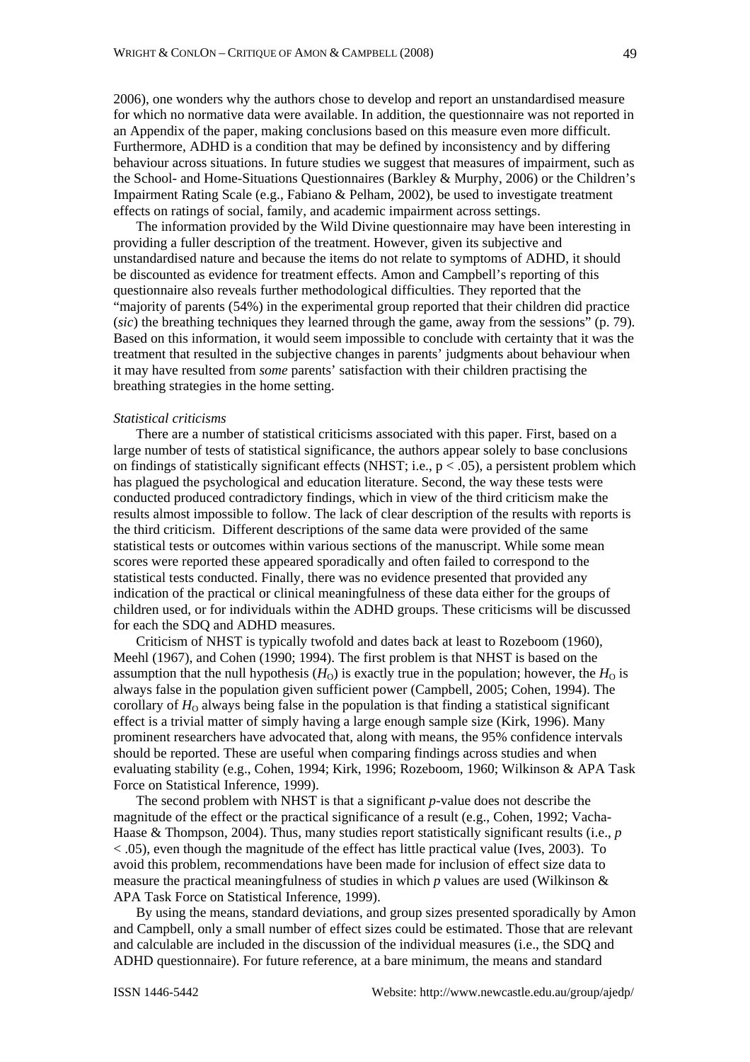2006), one wonders why the authors chose to develop and report an unstandardised measure for which no normative data were available. In addition, the questionnaire was not reported in an Appendix of the paper, making conclusions based on this measure even more difficult. Furthermore, ADHD is a condition that may be defined by inconsistency and by differing behaviour across situations. In future studies we suggest that measures of impairment, such as the School- and Home-Situations Questionnaires (Barkley & Murphy, 2006) or the Children's Impairment Rating Scale (e.g., Fabiano & Pelham, 2002), be used to investigate treatment effects on ratings of social, family, and academic impairment across settings.

The information provided by the Wild Divine questionnaire may have been interesting in providing a fuller description of the treatment. However, given its subjective and unstandardised nature and because the items do not relate to symptoms of ADHD, it should be discounted as evidence for treatment effects. Amon and Campbell's reporting of this questionnaire also reveals further methodological difficulties. They reported that the "majority of parents (54%) in the experimental group reported that their children did practice (*sic*) the breathing techniques they learned through the game, away from the sessions" (p. 79). Based on this information, it would seem impossible to conclude with certainty that it was the treatment that resulted in the subjective changes in parents' judgments about behaviour when it may have resulted from *some* parents' satisfaction with their children practising the breathing strategies in the home setting.

*Statistical criticisms*

There are a number of statistical criticisms associated with this paper. First, based on a large number of tests of statistical significance, the authors appear solely to base conclusions on findings of statistically significant effects (NHST; i.e., $p < .05$), a persistent problem which has plagued the psychological and education literature. Second, the way these tests were conducted produced contradictory findings, which in view of the third criticism make the results almost impossible to follow. The lack of clear description of the results with reports is the third criticism. Different descriptions of the same data were provided of the same statistical tests or outcomes within various sections of the manuscript. While some mean scores were reported these appeared sporadically and often failed to correspond to the statistical tests conducted. Finally, there was no evidence presented that provided any indication of the practical or clinical meaningfulness of these data either for the groups of children used, or for individuals within the ADHD groups. These criticisms will be discussed for each the SDQ and ADHD measures.

Criticism of NHST is typically twofold and dates back at least to Rozeboom (1960), Meehl (1967), and Cohen (1990; 1994). The first problem is that NHST is based on the assumption that the null hypothesis ($H_O$) is exactly true in the population; however, the $H_O$ is always false in the population given sufficient power (Campbell, 2005; Cohen, 1994). The corollary of $H_O$ always being false in the population is that finding a statistical significant effect is a trivial matter of simply having a large enough sample size (Kirk, 1996). Many prominent researchers have advocated that, along with means, the 95% confidence intervals should be reported. These are useful when comparing findings across studies and when evaluating stability (e.g., Cohen, 1994; Kirk, 1996; Rozeboom, 1960; Wilkinson & APA Task Force on Statistical Inference, 1999).

The second problem with NHST is that a significant *p*-value does not describe the magnitude of the effect or the practical significance of a result (e.g., Cohen, 1992; Vacha-Haase & Thompson, 2004). Thus, many studies report statistically significant results (i.e., $p < .05$), even though the magnitude of the effect has little practical value (Ives, 2003). To avoid this problem, recommendations have been made for inclusion of effect size data to measure the practical meaningfulness of studies in which *p* values are used (Wilkinson & APA Task Force on Statistical Inference, 1999).

By using the means, standard deviations, and group sizes presented sporadically by Amon and Campbell, only a small number of effect sizes could be estimated. Those that are relevant and calculable are included in the discussion of the individual measures (i.e., the SDQ and ADHD questionnaire). For future reference, at a bare minimum, the means and standard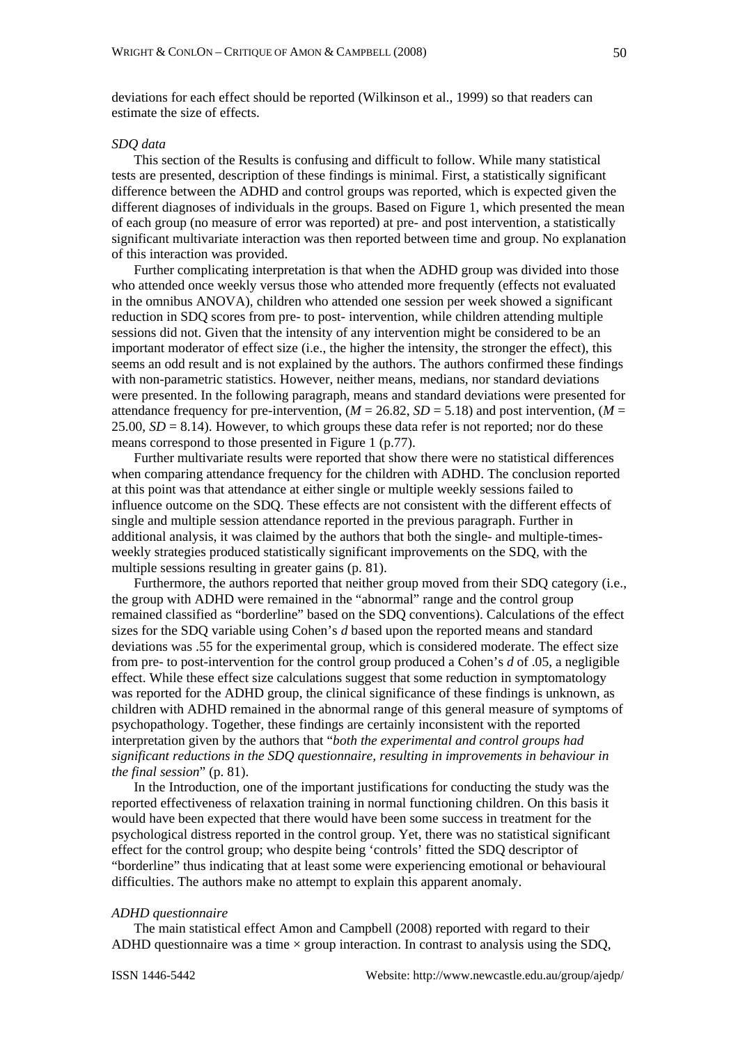deviations for each effect should be reported (Wilkinson et al., 1999) so that readers can estimate the size of effects.

*SDQ data*

This section of the Results is confusing and difficult to follow. While many statistical tests are presented, description of these findings is minimal. First, a statistically significant difference between the ADHD and control groups was reported, which is expected given the different diagnoses of individuals in the groups. Based on Figure 1, which presented the mean of each group (no measure of error was reported) at pre- and post intervention, a statistically significant multivariate interaction was then reported between time and group. No explanation of this interaction was provided.

Further complicating interpretation is that when the ADHD group was divided into those who attended once weekly versus those who attended more frequently (effects not evaluated in the omnibus ANOVA), children who attended one session per week showed a significant reduction in SDQ scores from pre- to post- intervention, while children attending multiple sessions did not. Given that the intensity of any intervention might be considered to be an important moderator of effect size (i.e., the higher the intensity, the stronger the effect), this seems an odd result and is not explained by the authors. The authors confirmed these findings with non-parametric statistics. However, neither means, medians, nor standard deviations were presented. In the following paragraph, means and standard deviations were presented for attendance frequency for pre-intervention, ($M$ = 26.82, $SD$ = 5.18) and post intervention, ($M$ = 25.00, $SD$ = 8.14). However, to which groups these data refer is not reported; nor do these means correspond to those presented in Figure 1 (p.77).

Further multivariate results were reported that show there were no statistical differences when comparing attendance frequency for the children with ADHD. The conclusion reported at this point was that attendance at either single or multiple weekly sessions failed to influence outcome on the SDQ. These effects are not consistent with the different effects of single and multiple session attendance reported in the previous paragraph. Further in additional analysis, it was claimed by the authors that both the single- and multiple-times-weekly strategies produced statistically significant improvements on the SDQ, with the multiple sessions resulting in greater gains (p. 81).

Furthermore, the authors reported that neither group moved from their SDQ category (i.e., the group with ADHD were remained in the "abnormal" range and the control group remained classified as "borderline" based on the SDQ conventions). Calculations of the effect sizes for the SDQ variable using Cohen's $d$ based upon the reported means and standard deviations was .55 for the experimental group, which is considered moderate. The effect size from pre- to post-intervention for the control group produced a Cohen's $d$ of .05, a negligible effect. While these effect size calculations suggest that some reduction in symptomatology was reported for the ADHD group, the clinical significance of these findings is unknown, as children with ADHD remained in the abnormal range of this general measure of symptoms of psychopathology. Together, these findings are certainly inconsistent with the reported interpretation given by the authors that "*both the experimental and control groups had significant reductions in the SDQ questionnaire, resulting in improvements in behaviour in the final session*" (p. 81).

In the Introduction, one of the important justifications for conducting the study was the reported effectiveness of relaxation training in normal functioning children. On this basis it would have been expected that there would have been some success in treatment for the psychological distress reported in the control group. Yet, there was no statistical significant effect for the control group; who despite being 'controls' fitted the SDQ descriptor of "borderline" thus indicating that at least some were experiencing emotional or behavioural difficulties. The authors make no attempt to explain this apparent anomaly.

*ADHD questionnaire*

The main statistical effect Amon and Campbell (2008) reported with regard to their ADHD questionnaire was a time × group interaction. In contrast to analysis using the SDQ,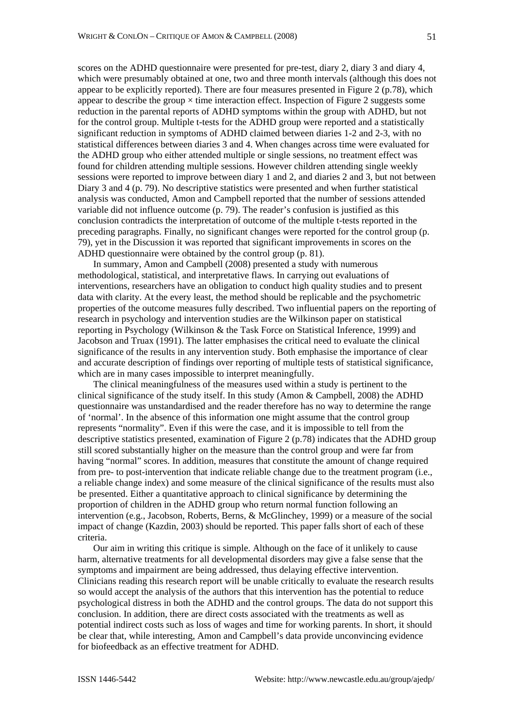scores on the ADHD questionnaire were presented for pre-test, diary 2, diary 3 and diary 4, which were presumably obtained at one, two and three month intervals (although this does not appear to be explicitly reported). There are four measures presented in Figure 2 (p.78), which appear to describe the group × time interaction effect. Inspection of Figure 2 suggests some reduction in the parental reports of ADHD symptoms within the group with ADHD, but not for the control group. Multiple t-tests for the ADHD group were reported and a statistically significant reduction in symptoms of ADHD claimed between diaries 1-2 and 2-3, with no statistical differences between diaries 3 and 4. When changes across time were evaluated for the ADHD group who either attended multiple or single sessions, no treatment effect was found for children attending multiple sessions. However children attending single weekly sessions were reported to improve between diary 1 and 2, and diaries 2 and 3, but not between Diary 3 and 4 (p. 79). No descriptive statistics were presented and when further statistical analysis was conducted, Amon and Campbell reported that the number of sessions attended variable did not influence outcome (p. 79). The reader's confusion is justified as this conclusion contradicts the interpretation of outcome of the multiple t-tests reported in the preceding paragraphs. Finally, no significant changes were reported for the control group (p. 79), yet in the Discussion it was reported that significant improvements in scores on the ADHD questionnaire were obtained by the control group (p. 81).

In summary, Amon and Campbell (2008) presented a study with numerous methodological, statistical, and interpretative flaws. In carrying out evaluations of interventions, researchers have an obligation to conduct high quality studies and to present data with clarity. At the every least, the method should be replicable and the psychometric properties of the outcome measures fully described. Two influential papers on the reporting of research in psychology and intervention studies are the Wilkinson paper on statistical reporting in Psychology (Wilkinson & the Task Force on Statistical Inference, 1999) and Jacobson and Truax (1991). The latter emphasises the critical need to evaluate the clinical significance of the results in any intervention study. Both emphasise the importance of clear and accurate description of findings over reporting of multiple tests of statistical significance, which are in many cases impossible to interpret meaningfully.

The clinical meaningfulness of the measures used within a study is pertinent to the clinical significance of the study itself. In this study (Amon & Campbell, 2008) the ADHD questionnaire was unstandardised and the reader therefore has no way to determine the range of 'normal'. In the absence of this information one might assume that the control group represents "normality". Even if this were the case, and it is impossible to tell from the descriptive statistics presented, examination of Figure 2 (p.78) indicates that the ADHD group still scored substantially higher on the measure than the control group and were far from having "normal" scores. In addition, measures that constitute the amount of change required from pre- to post-intervention that indicate reliable change due to the treatment program (i.e., a reliable change index) and some measure of the clinical significance of the results must also be presented. Either a quantitative approach to clinical significance by determining the proportion of children in the ADHD group who return normal function following an intervention (e.g., Jacobson, Roberts, Berns, & McGlinchey, 1999) or a measure of the social impact of change (Kazdin, 2003) should be reported. This paper falls short of each of these criteria.

Our aim in writing this critique is simple. Although on the face of it unlikely to cause harm, alternative treatments for all developmental disorders may give a false sense that the symptoms and impairment are being addressed, thus delaying effective intervention. Clinicians reading this research report will be unable critically to evaluate the research results so would accept the analysis of the authors that this intervention has the potential to reduce psychological distress in both the ADHD and the control groups. The data do not support this conclusion. In addition, there are direct costs associated with the treatments as well as potential indirect costs such as loss of wages and time for working parents. In short, it should be clear that, while interesting, Amon and Campbell's data provide unconvincing evidence for biofeedback as an effective treatment for ADHD.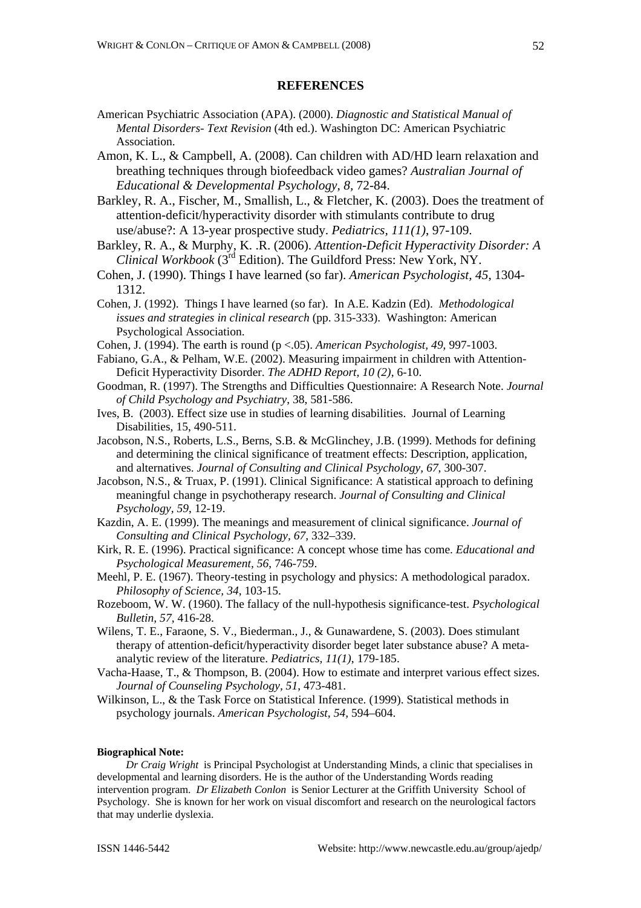## REFERENCES

American Psychiatric Association (APA). (2000). *Diagnostic and Statistical Manual of Mental Disorders- Text Revision* (4th ed.). Washington DC: American Psychiatric Association.

Amon, K. L., & Campbell, A. (2008). Can children with AD/HD learn relaxation and breathing techniques through biofeedback video games? *Australian Journal of Educational & Developmental Psychology, 8,* 72-84.

Barkley, R. A., Fischer, M., Smallish, L., & Fletcher, K. (2003). Does the treatment of attention-deficit/hyperactivity disorder with stimulants contribute to drug use/abuse?: A 13-year prospective study. *Pediatrics, 111(1)*, 97-109.

Barkley, R. A., & Murphy, K. .R. (2006). *Attention-Deficit Hyperactivity Disorder: A Clinical Workbook* (3rd Edition). The Guildford Press: New York, NY.

Cohen, J. (1990). Things I have learned (so far). *American Psychologist, 45*, 1304-1312.

Cohen, J. (1992). Things I have learned (so far). In A.E. Kadzin (Ed). *Methodological issues and strategies in clinical research* (pp. 315-333). Washington: American Psychological Association.

Cohen, J. (1994). The earth is round (p <.05). *American Psychologist, 49*, 997-1003.

Fabiano, G.A., & Pelham, W.E. (2002). Measuring impairment in children with Attention-Deficit Hyperactivity Disorder. *The ADHD Report, 10 (2)*, 6-10.

Goodman, R. (1997). The Strengths and Difficulties Questionnaire: A Research Note. *Journal of Child Psychology and Psychiatry*, 38, 581-586.

Ives, B. (2003). Effect size use in studies of learning disabilities. Journal of Learning Disabilities, 15, 490-511.

Jacobson, N.S., Roberts, L.S., Berns, S.B. & McGlinchey, J.B. (1999). Methods for defining and determining the clinical significance of treatment effects: Description, application, and alternatives. *Journal of Consulting and Clinical Psychology, 67*, 300-307.

Jacobson, N.S., & Truax, P. (1991). Clinical Significance: A statistical approach to defining meaningful change in psychotherapy research. *Journal of Consulting and Clinical Psychology, 59*, 12-19.

Kazdin, A. E. (1999). The meanings and measurement of clinical significance. *Journal of Consulting and Clinical Psychology, 67*, 332–339.

Kirk, R. E. (1996). Practical significance: A concept whose time has come. *Educational and Psychological Measurement, 56*, 746-759.

Meehl, P. E. (1967). Theory-testing in psychology and physics: A methodological paradox. *Philosophy of Science, 34*, 103-15.

Rozeboom, W. W. (1960). The fallacy of the null-hypothesis significance-test. *Psychological Bulletin, 57*, 416-28.

Wilens, T. E., Faraone, S. V., Biederman., J., & Gunawardene, S. (2003). Does stimulant therapy of attention-deficit/hyperactivity disorder beget later substance abuse? A meta-analytic review of the literature. *Pediatrics, 11(1)*, 179-185.

Vacha-Haase, T., & Thompson, B. (2004). How to estimate and interpret various effect sizes. *Journal of Counseling Psychology, 51*, 473-481.

Wilkinson, L., & the Task Force on Statistical Inference. (1999). Statistical methods in psychology journals. *American Psychologist, 54,* 594–604.

**Biographical Note:**

*Dr Craig Wright* is Principal Psychologist at Understanding Minds, a clinic that specialises in developmental and learning disorders. He is the author of the Understanding Words reading intervention program. *Dr Elizabeth Conlon* is Senior Lecturer at the Griffith University School of Psychology. She is known for her work on visual discomfort and research on the neurological factors that may underlie dyslexia.